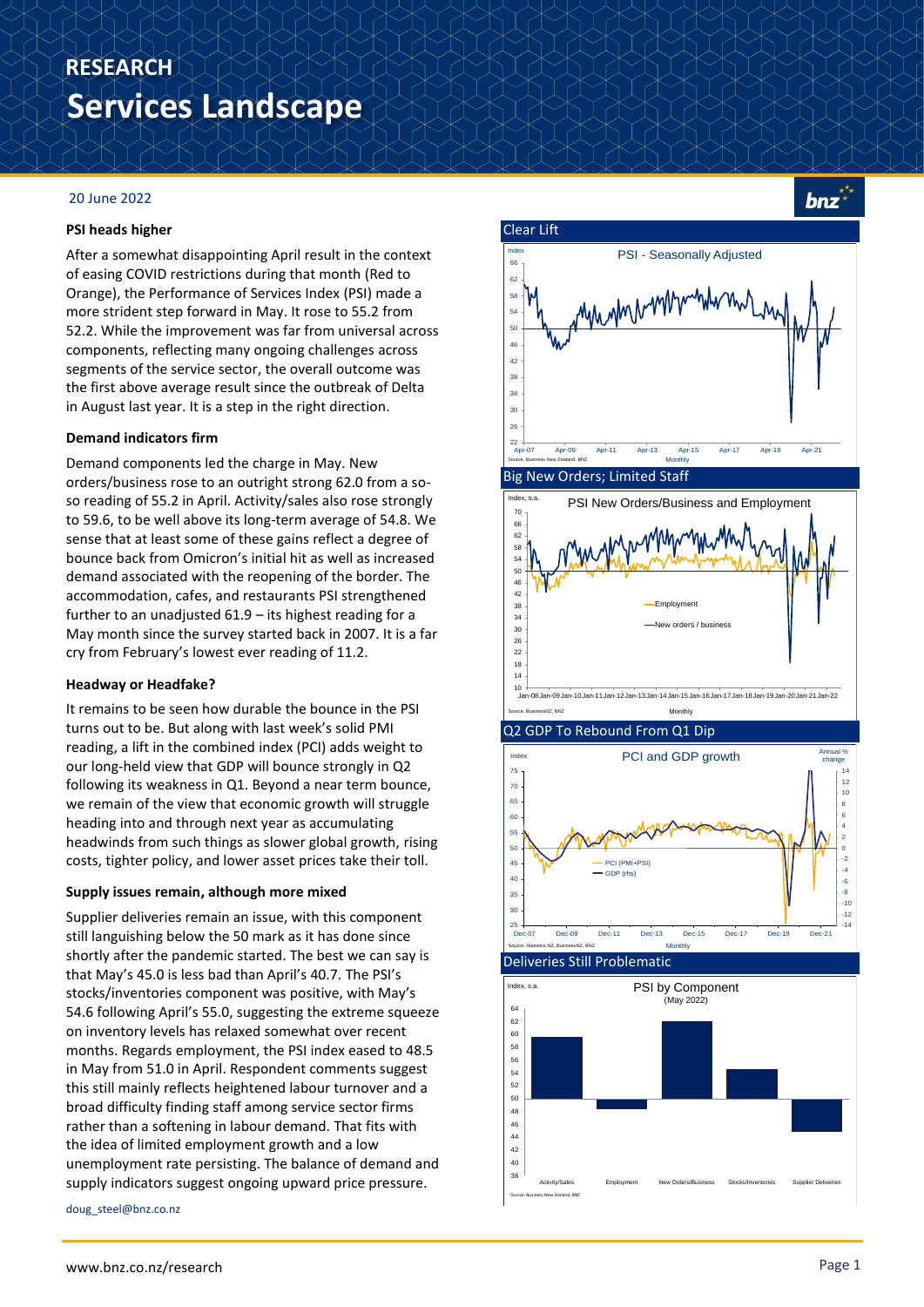# RESEARCH
# Services Landscape

20 June 2022

### PSI heads higher

After a somewhat disappointing April result in the context of easing COVID restrictions during that month (Red to Orange), the Performance of Services Index (PSI) made a more strident step forward in May. It rose to 55.2 from 52.2. While the improvement was far from universal across components, reflecting many ongoing challenges across segments of the service sector, the overall outcome was the first above average result since the outbreak of Delta in August last year. It is a step in the right direction.

### Demand indicators firm

Demand components led the charge in May. New orders/business rose to an outright strong 62.0 from a so-so reading of 55.2 in April. Activity/sales also rose strongly to 59.6, to be well above its long-term average of 54.8. We sense that at least some of these gains reflect a degree of bounce back from Omicron's initial hit as well as increased demand associated with the reopening of the border. The accommodation, cafes, and restaurants PSI strengthened further to an unadjusted 61.9 – its highest reading for a May month since the survey started back in 2007. It is a far cry from February's lowest ever reading of 11.2.

### Headway or Headfake?

It remains to be seen how durable the bounce in the PSI turns out to be. But along with last week's solid PMI reading, a lift in the combined index (PCI) adds weight to our long-held view that GDP will bounce strongly in Q2 following its weakness in Q1. Beyond a near term bounce, we remain of the view that economic growth will struggle heading into and through next year as accumulating headwinds from such things as slower global growth, rising costs, tighter policy, and lower asset prices take their toll.

### Supply issues remain, although more mixed

Supplier deliveries remain an issue, with this component still languishing below the 50 mark as it has done since shortly after the pandemic started. The best we can say is that May's 45.0 is less bad than April's 40.7. The PSI's stocks/inventories component was positive, with May's 54.6 following April's 55.0, suggesting the extreme squeeze on inventory levels has relaxed somewhat over recent months. Regards employment, the PSI index eased to 48.5 in May from 51.0 in April. Respondent comments suggest this still mainly reflects heightened labour turnover and a broad difficulty finding staff among service sector firms rather than a softening in labour demand. That fits with the idea of limited employment growth and a low unemployment rate persisting. The balance of demand and supply indicators suggest ongoing upward price pressure.

doug_steel@bnz.co.nz

**Clear Lift**

PSI - Seasonally Adjusted (Source: Business New Zealand, BNZ)

**Big New Orders; Limited Staff**

PSI New Orders/Business and Employment (Source: BusinessNZ, BNZ)

**Q2 GDP To Rebound From Q1 Dip**

PCI and GDP growth (Source: Statistics NZ, BusinessNZ, BNZ)

**Deliveries Still Problematic**

PSI by Component (May 2022) (Source: Business New Zealand, BNZ)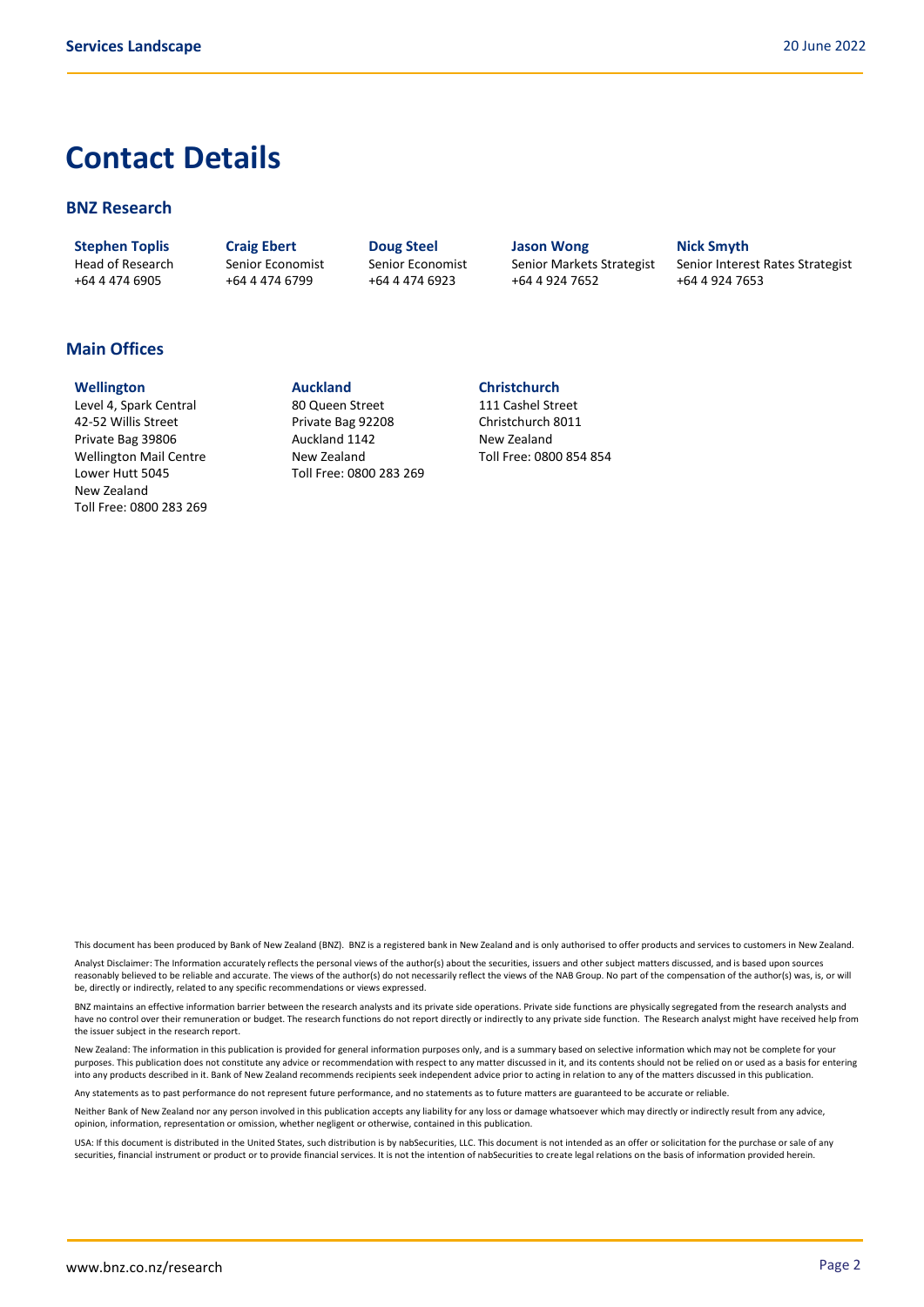# Contact Details

## BNZ Research

**Stephen Toplis**
Head of Research
+64 4 474 6905

**Craig Ebert**
Senior Economist
+64 4 474 6799

**Doug Steel**
Senior Economist
+64 4 474 6923

**Jason Wong**
Senior Markets Strategist
+64 4 924 7652

**Nick Smyth**
Senior Interest Rates Strategist
+64 4 924 7653

## Main Offices

**Wellington**
Level 4, Spark Central
42-52 Willis Street
Private Bag 39806
Wellington Mail Centre
Lower Hutt 5045
New Zealand
Toll Free: 0800 283 269

**Auckland**
80 Queen Street
Private Bag 92208
Auckland 1142
New Zealand
Toll Free: 0800 283 269

**Christchurch**
111 Cashel Street
Christchurch 8011
New Zealand
Toll Free: 0800 854 854

This document has been produced by Bank of New Zealand (BNZ). BNZ is a registered bank in New Zealand and is only authorised to offer products and services to customers in New Zealand.

Analyst Disclaimer: The Information accurately reflects the personal views of the author(s) about the securities, issuers and other subject matters discussed, and is based upon sources reasonably believed to be reliable and accurate. The views of the author(s) do not necessarily reflect the views of the NAB Group. No part of the compensation of the author(s) was, is, or will be, directly or indirectly, related to any specific recommendations or views expressed.

BNZ maintains an effective information barrier between the research analysts and its private side operations. Private side functions are physically segregated from the research analysts and have no control over their remuneration or budget. The research functions do not report directly or indirectly to any private side function. The Research analyst might have received help from the issuer subject in the research report.

New Zealand: The information in this publication is provided for general information purposes only, and is a summary based on selective information which may not be complete for your purposes. This publication does not constitute any advice or recommendation with respect to any matter discussed in it, and its contents should not be relied on or used as a basis for entering into any products described in it. Bank of New Zealand recommends recipients seek independent advice prior to acting in relation to any of the matters discussed in this publication.

Any statements as to past performance do not represent future performance, and no statements as to future matters are guaranteed to be accurate or reliable.

Neither Bank of New Zealand nor any person involved in this publication accepts any liability for any loss or damage whatsoever which may directly or indirectly result from any advice, opinion, information, representation or omission, whether negligent or otherwise, contained in this publication.

USA: If this document is distributed in the United States, such distribution is by nabSecurities, LLC. This document is not intended as an offer or solicitation for the purchase or sale of any securities, financial instrument or product or to provide financial services. It is not the intention of nabSecurities to create legal relations on the basis of information provided herein.

www.bnz.co.nz/research